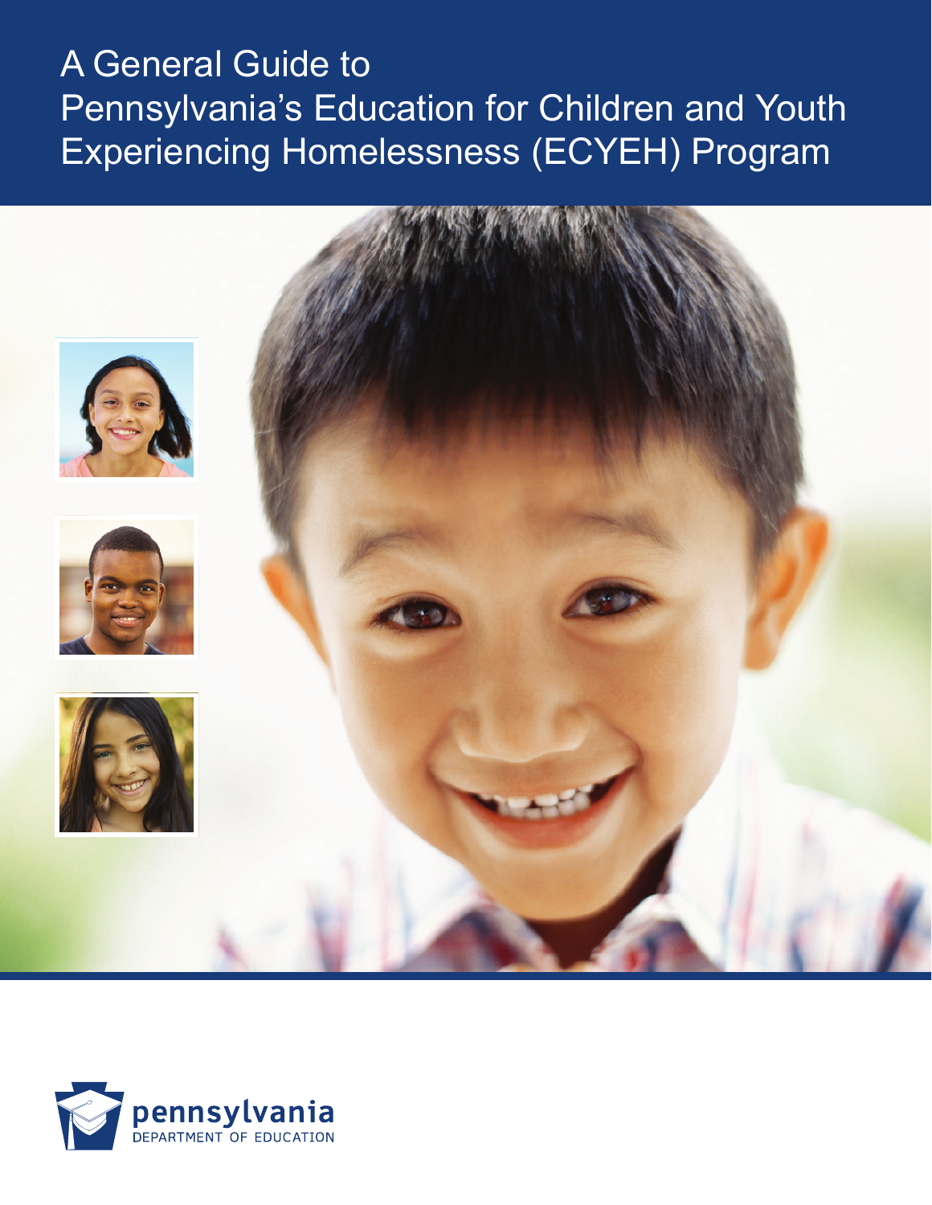# A General Guide to Pennsylvania's Education for Children and Youth Experiencing Homelessness (ECYEH) Program

pennsylvania
DEPARTMENT OF EDUCATION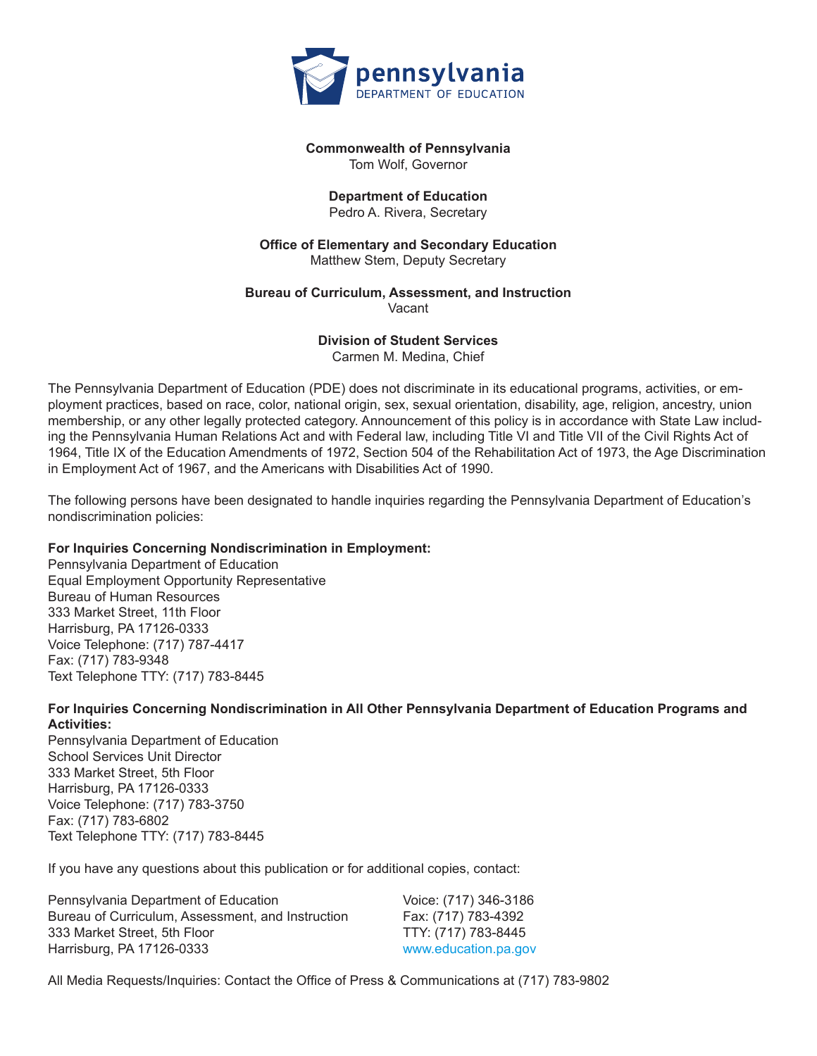**Commonwealth of Pennsylvania**
Tom Wolf, Governor

**Department of Education**
Pedro A. Rivera, Secretary

**Office of Elementary and Secondary Education**
Matthew Stem, Deputy Secretary

**Bureau of Curriculum, Assessment, and Instruction**
Vacant

**Division of Student Services**
Carmen M. Medina, Chief

The Pennsylvania Department of Education (PDE) does not discriminate in its educational programs, activities, or employment practices, based on race, color, national origin, sex, sexual orientation, disability, age, religion, ancestry, union membership, or any other legally protected category. Announcement of this policy is in accordance with State Law including the Pennsylvania Human Relations Act and with Federal law, including Title VI and Title VII of the Civil Rights Act of 1964, Title IX of the Education Amendments of 1972, Section 504 of the Rehabilitation Act of 1973, the Age Discrimination in Employment Act of 1967, and the Americans with Disabilities Act of 1990.

The following persons have been designated to handle inquiries regarding the Pennsylvania Department of Education's nondiscrimination policies:

**For Inquiries Concerning Nondiscrimination in Employment:**
Pennsylvania Department of Education
Equal Employment Opportunity Representative
Bureau of Human Resources
333 Market Street, 11th Floor
Harrisburg, PA 17126-0333
Voice Telephone: (717) 787-4417
Fax: (717) 783-9348
Text Telephone TTY: (717) 783-8445

**For Inquiries Concerning Nondiscrimination in All Other Pennsylvania Department of Education Programs and Activities:**
Pennsylvania Department of Education
School Services Unit Director
333 Market Street, 5th Floor
Harrisburg, PA 17126-0333
Voice Telephone: (717) 783-3750
Fax: (717) 783-6802
Text Telephone TTY: (717) 783-8445

If you have any questions about this publication or for additional copies, contact:

Pennsylvania Department of Education
Bureau of Curriculum, Assessment, and Instruction
333 Market Street, 5th Floor
Harrisburg, PA 17126-0333

Voice: (717) 346-3186
Fax: (717) 783-4392
TTY: (717) 783-8445
www.education.pa.gov

All Media Requests/Inquiries: Contact the Office of Press & Communications at (717) 783-9802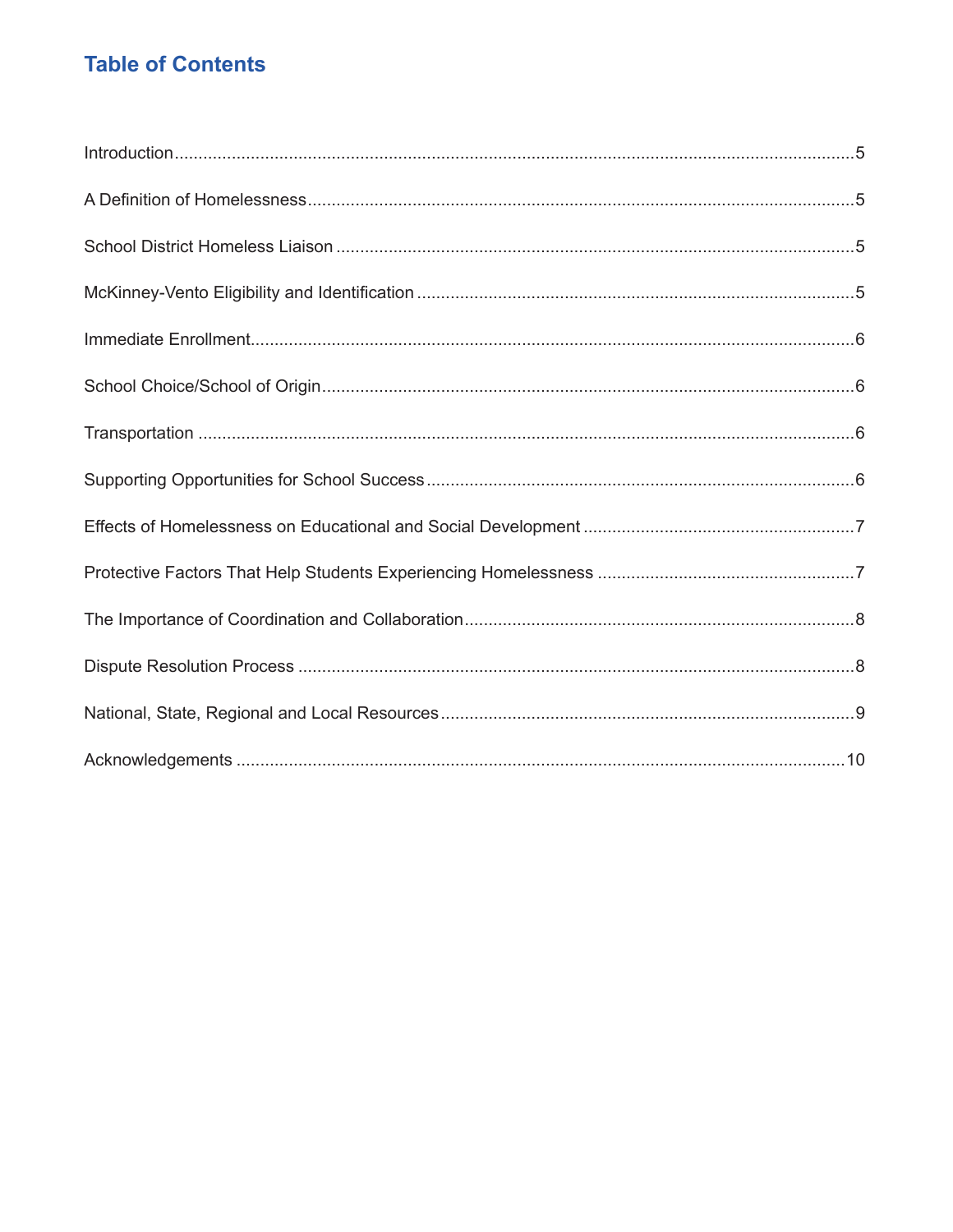## Table of Contents

| | |
|---|---|
| Introduction | 5 |
| A Definition of Homelessness | 5 |
| School District Homeless Liaison | 5 |
| McKinney-Vento Eligibility and Identification | 5 |
| Immediate Enrollment | 6 |
| School Choice/School of Origin | 6 |
| Transportation | 6 |
| Supporting Opportunities for School Success | 6 |
| Effects of Homelessness on Educational and Social Development | 7 |
| Protective Factors That Help Students Experiencing Homelessness | 7 |
| The Importance of Coordination and Collaboration | 8 |
| Dispute Resolution Process | 8 |
| National, State, Regional and Local Resources | 9 |
| Acknowledgements | 10 |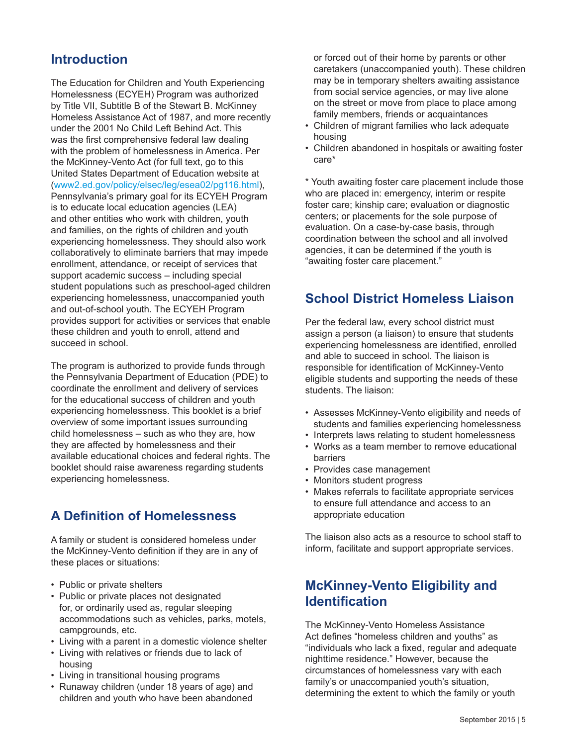## Introduction

The Education for Children and Youth Experiencing Homelessness (ECYEH) Program was authorized by Title VII, Subtitle B of the Stewart B. McKinney Homeless Assistance Act of 1987, and more recently under the 2001 No Child Left Behind Act. This was the first comprehensive federal law dealing with the problem of homelessness in America. Per the McKinney-Vento Act (for full text, go to this United States Department of Education website at (www2.ed.gov/policy/elsec/leg/esea02/pg116.html), Pennsylvania's primary goal for its ECYEH Program is to educate local education agencies (LEA) and other entities who work with children, youth and families, on the rights of children and youth experiencing homelessness. They should also work collaboratively to eliminate barriers that may impede enrollment, attendance, or receipt of services that support academic success – including special student populations such as preschool-aged children experiencing homelessness, unaccompanied youth and out-of-school youth. The ECYEH Program provides support for activities or services that enable these children and youth to enroll, attend and succeed in school.

The program is authorized to provide funds through the Pennsylvania Department of Education (PDE) to coordinate the enrollment and delivery of services for the educational success of children and youth experiencing homelessness. This booklet is a brief overview of some important issues surrounding child homelessness – such as who they are, how they are affected by homelessness and their available educational choices and federal rights. The booklet should raise awareness regarding students experiencing homelessness.

## A Definition of Homelessness

A family or student is considered homeless under the McKinney-Vento definition if they are in any of these places or situations:

- Public or private shelters
- Public or private places not designated for, or ordinarily used as, regular sleeping accommodations such as vehicles, parks, motels, campgrounds, etc.
- Living with a parent in a domestic violence shelter
- Living with relatives or friends due to lack of housing
- Living in transitional housing programs
- Runaway children (under 18 years of age) and children and youth who have been abandoned or forced out of their home by parents or other caretakers (unaccompanied youth). These children may be in temporary shelters awaiting assistance from social service agencies, or may live alone on the street or move from place to place among family members, friends or acquaintances
- Children of migrant families who lack adequate housing
- Children abandoned in hospitals or awaiting foster care*

* Youth awaiting foster care placement include those who are placed in: emergency, interim or respite foster care; kinship care; evaluation or diagnostic centers; or placements for the sole purpose of evaluation. On a case-by-case basis, through coordination between the school and all involved agencies, it can be determined if the youth is "awaiting foster care placement."

## School District Homeless Liaison

Per the federal law, every school district must assign a person (a liaison) to ensure that students experiencing homelessness are identified, enrolled and able to succeed in school. The liaison is responsible for identification of McKinney-Vento eligible students and supporting the needs of these students. The liaison:

- Assesses McKinney-Vento eligibility and needs of students and families experiencing homelessness
- Interprets laws relating to student homelessness
- Works as a team member to remove educational barriers
- Provides case management
- Monitors student progress
- Makes referrals to facilitate appropriate services to ensure full attendance and access to an appropriate education

The liaison also acts as a resource to school staff to inform, facilitate and support appropriate services.

## McKinney-Vento Eligibility and Identification

The McKinney-Vento Homeless Assistance Act defines "homeless children and youths" as "individuals who lack a fixed, regular and adequate nighttime residence." However, because the circumstances of homelessness vary with each family's or unaccompanied youth's situation, determining the extent to which the family or youth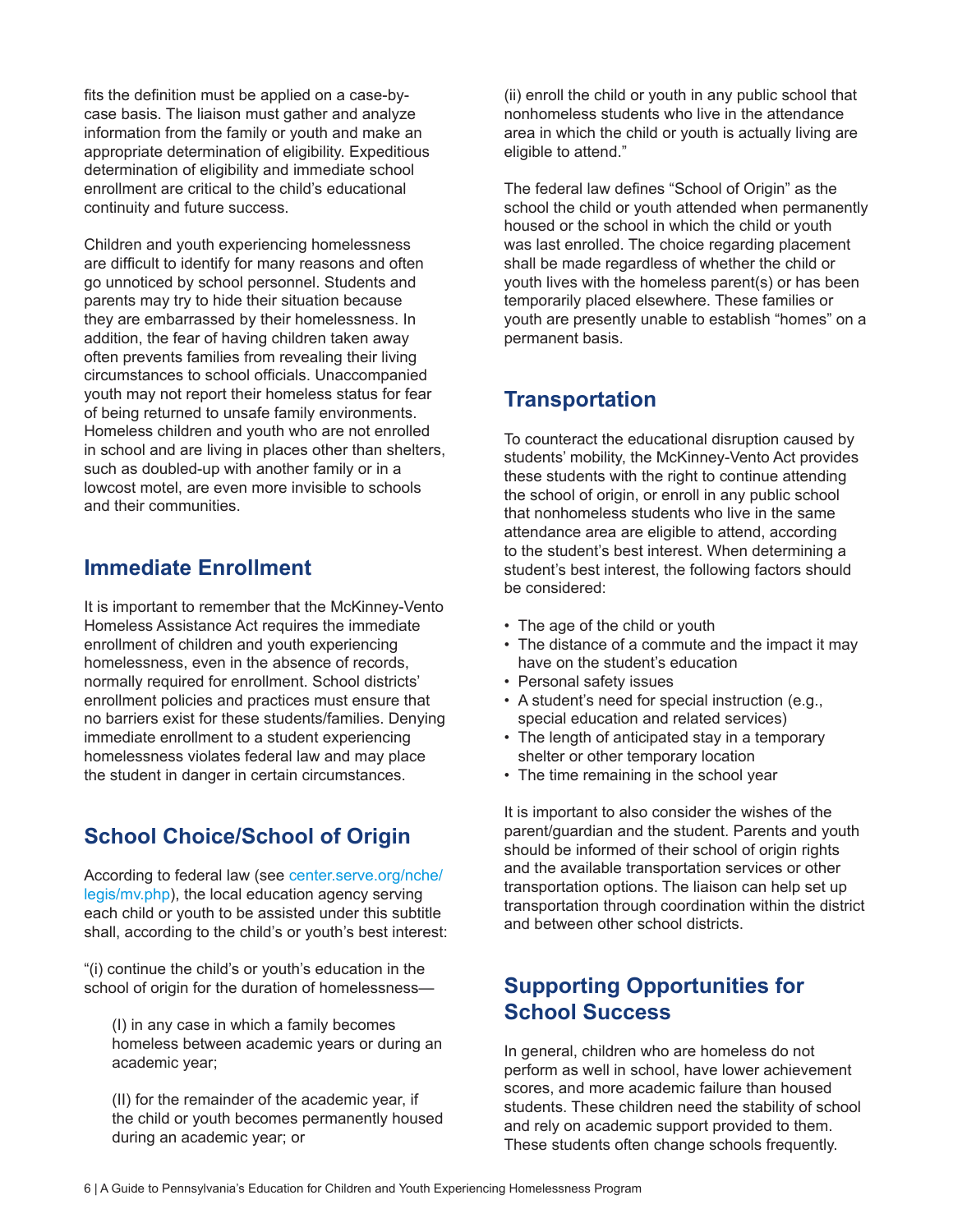fits the definition must be applied on a case-by-case basis. The liaison must gather and analyze information from the family or youth and make an appropriate determination of eligibility. Expeditious determination of eligibility and immediate school enrollment are critical to the child's educational continuity and future success.

Children and youth experiencing homelessness are difficult to identify for many reasons and often go unnoticed by school personnel. Students and parents may try to hide their situation because they are embarrassed by their homelessness. In addition, the fear of having children taken away often prevents families from revealing their living circumstances to school officials. Unaccompanied youth may not report their homeless status for fear of being returned to unsafe family environments. Homeless children and youth who are not enrolled in school and are living in places other than shelters, such as doubled-up with another family or in a lowcost motel, are even more invisible to schools and their communities.

## Immediate Enrollment

It is important to remember that the McKinney-Vento Homeless Assistance Act requires the immediate enrollment of children and youth experiencing homelessness, even in the absence of records, normally required for enrollment. School districts' enrollment policies and practices must ensure that no barriers exist for these students/families. Denying immediate enrollment to a student experiencing homelessness violates federal law and may place the student in danger in certain circumstances.

## School Choice/School of Origin

According to federal law (see center.serve.org/nche/legis/mv.php), the local education agency serving each child or youth to be assisted under this subtitle shall, according to the child's or youth's best interest:

"(i) continue the child's or youth's education in the school of origin for the duration of homelessness—

> (I) in any case in which a family becomes homeless between academic years or during an academic year;
>
> (II) for the remainder of the academic year, if the child or youth becomes permanently housed during an academic year; or

(ii) enroll the child or youth in any public school that nonhomeless students who live in the attendance area in which the child or youth is actually living are eligible to attend."

The federal law defines "School of Origin" as the school the child or youth attended when permanently housed or the school in which the child or youth was last enrolled. The choice regarding placement shall be made regardless of whether the child or youth lives with the homeless parent(s) or has been temporarily placed elsewhere. These families or youth are presently unable to establish "homes" on a permanent basis.

## Transportation

To counteract the educational disruption caused by students' mobility, the McKinney-Vento Act provides these students with the right to continue attending the school of origin, or enroll in any public school that nonhomeless students who live in the same attendance area are eligible to attend, according to the student's best interest. When determining a student's best interest, the following factors should be considered:

- The age of the child or youth
- The distance of a commute and the impact it may have on the student's education
- Personal safety issues
- A student's need for special instruction (e.g., special education and related services)
- The length of anticipated stay in a temporary shelter or other temporary location
- The time remaining in the school year

It is important to also consider the wishes of the parent/guardian and the student. Parents and youth should be informed of their school of origin rights and the available transportation services or other transportation options. The liaison can help set up transportation through coordination within the district and between other school districts.

## Supporting Opportunities for School Success

In general, children who are homeless do not perform as well in school, have lower achievement scores, and more academic failure than housed students. These children need the stability of school and rely on academic support provided to them. These students often change schools frequently.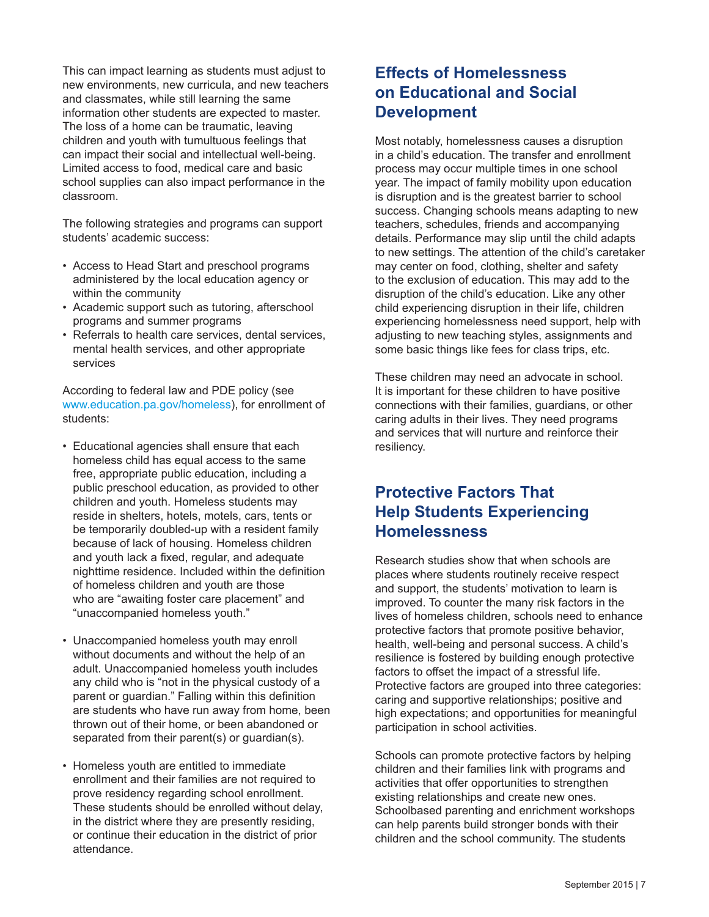This can impact learning as students must adjust to new environments, new curricula, and new teachers and classmates, while still learning the same information other students are expected to master. The loss of a home can be traumatic, leaving children and youth with tumultuous feelings that can impact their social and intellectual well-being. Limited access to food, medical care and basic school supplies can also impact performance in the classroom.

The following strategies and programs can support students' academic success:

- Access to Head Start and preschool programs administered by the local education agency or within the community
- Academic support such as tutoring, afterschool programs and summer programs
- Referrals to health care services, dental services, mental health services, and other appropriate services

According to federal law and PDE policy (see www.education.pa.gov/homeless), for enrollment of students:

- Educational agencies shall ensure that each homeless child has equal access to the same free, appropriate public education, including a public preschool education, as provided to other children and youth. Homeless students may reside in shelters, hotels, motels, cars, tents or be temporarily doubled-up with a resident family because of lack of housing. Homeless children and youth lack a fixed, regular, and adequate nighttime residence. Included within the definition of homeless children and youth are those who are "awaiting foster care placement" and "unaccompanied homeless youth."

- Unaccompanied homeless youth may enroll without documents and without the help of an adult. Unaccompanied homeless youth includes any child who is "not in the physical custody of a parent or guardian." Falling within this definition are students who have run away from home, been thrown out of their home, or been abandoned or separated from their parent(s) or guardian(s).

- Homeless youth are entitled to immediate enrollment and their families are not required to prove residency regarding school enrollment. These students should be enrolled without delay, in the district where they are presently residing, or continue their education in the district of prior attendance.

## Effects of Homelessness on Educational and Social Development

Most notably, homelessness causes a disruption in a child's education. The transfer and enrollment process may occur multiple times in one school year. The impact of family mobility upon education is disruption and is the greatest barrier to school success. Changing schools means adapting to new teachers, schedules, friends and accompanying details. Performance may slip until the child adapts to new settings. The attention of the child's caretaker may center on food, clothing, shelter and safety to the exclusion of education. This may add to the disruption of the child's education. Like any other child experiencing disruption in their life, children experiencing homelessness need support, help with adjusting to new teaching styles, assignments and some basic things like fees for class trips, etc.

These children may need an advocate in school. It is important for these children to have positive connections with their families, guardians, or other caring adults in their lives. They need programs and services that will nurture and reinforce their resiliency.

## Protective Factors That Help Students Experiencing Homelessness

Research studies show that when schools are places where students routinely receive respect and support, the students' motivation to learn is improved. To counter the many risk factors in the lives of homeless children, schools need to enhance protective factors that promote positive behavior, health, well-being and personal success. A child's resilience is fostered by building enough protective factors to offset the impact of a stressful life. Protective factors are grouped into three categories: caring and supportive relationships; positive and high expectations; and opportunities for meaningful participation in school activities.

Schools can promote protective factors by helping children and their families link with programs and activities that offer opportunities to strengthen existing relationships and create new ones. Schoolbased parenting and enrichment workshops can help parents build stronger bonds with their children and the school community. The students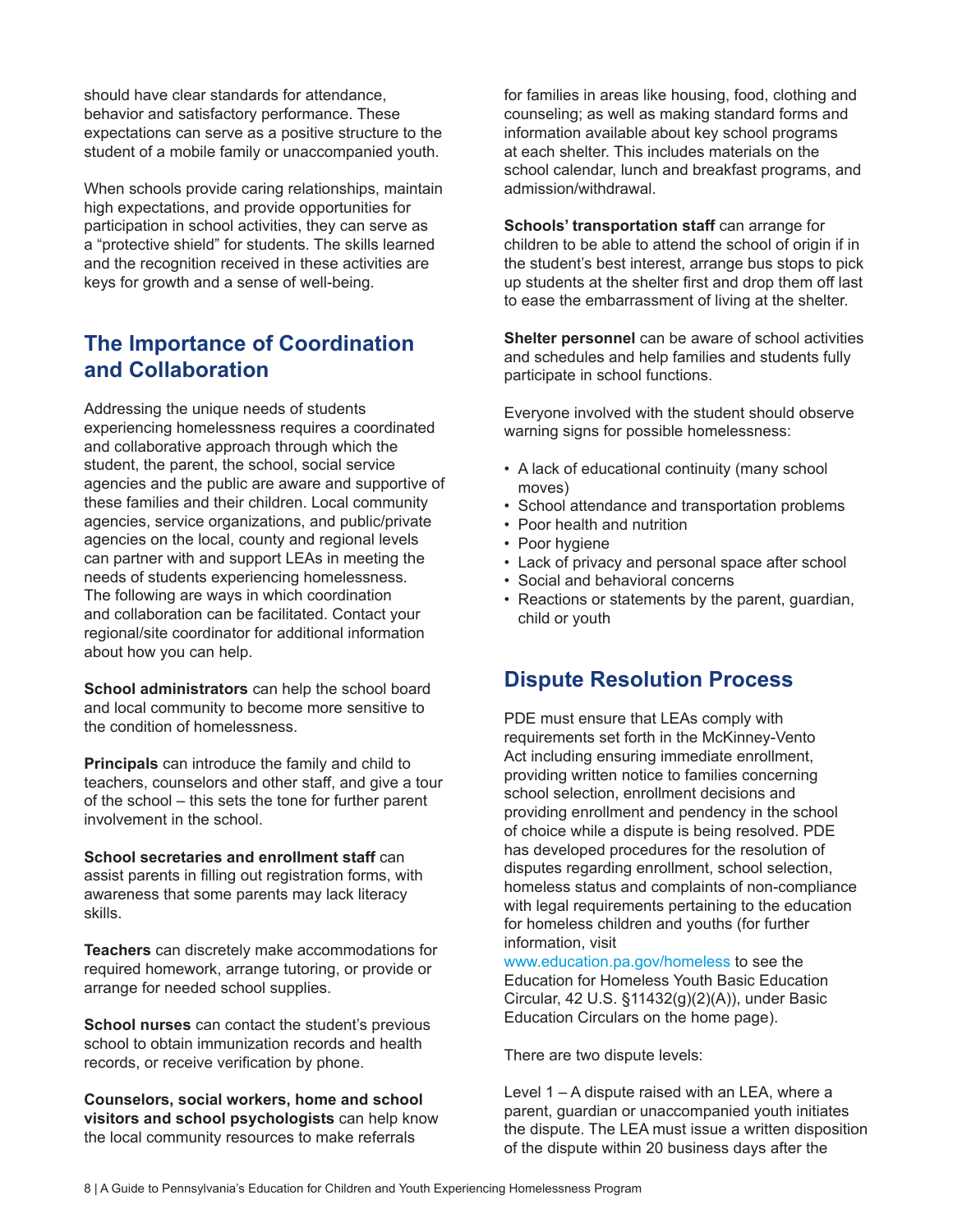should have clear standards for attendance, behavior and satisfactory performance. These expectations can serve as a positive structure to the student of a mobile family or unaccompanied youth.

When schools provide caring relationships, maintain high expectations, and provide opportunities for participation in school activities, they can serve as a "protective shield" for students. The skills learned and the recognition received in these activities are keys for growth and a sense of well-being.

## The Importance of Coordination and Collaboration

Addressing the unique needs of students experiencing homelessness requires a coordinated and collaborative approach through which the student, the parent, the school, social service agencies and the public are aware and supportive of these families and their children. Local community agencies, service organizations, and public/private agencies on the local, county and regional levels can partner with and support LEAs in meeting the needs of students experiencing homelessness. The following are ways in which coordination and collaboration can be facilitated. Contact your regional/site coordinator for additional information about how you can help.

**School administrators** can help the school board and local community to become more sensitive to the condition of homelessness.

**Principals** can introduce the family and child to teachers, counselors and other staff, and give a tour of the school – this sets the tone for further parent involvement in the school.

**School secretaries and enrollment staff** can assist parents in filling out registration forms, with awareness that some parents may lack literacy skills.

**Teachers** can discretely make accommodations for required homework, arrange tutoring, or provide or arrange for needed school supplies.

**School nurses** can contact the student's previous school to obtain immunization records and health records, or receive verification by phone.

**Counselors, social workers, home and school visitors and school psychologists** can help know the local community resources to make referrals for families in areas like housing, food, clothing and counseling; as well as making standard forms and information available about key school programs at each shelter. This includes materials on the school calendar, lunch and breakfast programs, and admission/withdrawal.

**Schools' transportation staff** can arrange for children to be able to attend the school of origin if in the student's best interest, arrange bus stops to pick up students at the shelter first and drop them off last to ease the embarrassment of living at the shelter.

**Shelter personnel** can be aware of school activities and schedules and help families and students fully participate in school functions.

Everyone involved with the student should observe warning signs for possible homelessness:

- A lack of educational continuity (many school moves)
- School attendance and transportation problems
- Poor health and nutrition
- Poor hygiene
- Lack of privacy and personal space after school
- Social and behavioral concerns
- Reactions or statements by the parent, guardian, child or youth

## Dispute Resolution Process

PDE must ensure that LEAs comply with requirements set forth in the McKinney-Vento Act including ensuring immediate enrollment, providing written notice to families concerning school selection, enrollment decisions and providing enrollment and pendency in the school of choice while a dispute is being resolved. PDE has developed procedures for the resolution of disputes regarding enrollment, school selection, homeless status and complaints of non-compliance with legal requirements pertaining to the education for homeless children and youths (for further information, visit www.education.pa.gov/homeless to see the Education for Homeless Youth Basic Education Circular, 42 U.S. §11432(g)(2)(A)), under Basic Education Circulars on the home page).

There are two dispute levels:

Level 1 – A dispute raised with an LEA, where a parent, guardian or unaccompanied youth initiates the dispute. The LEA must issue a written disposition of the dispute within 20 business days after the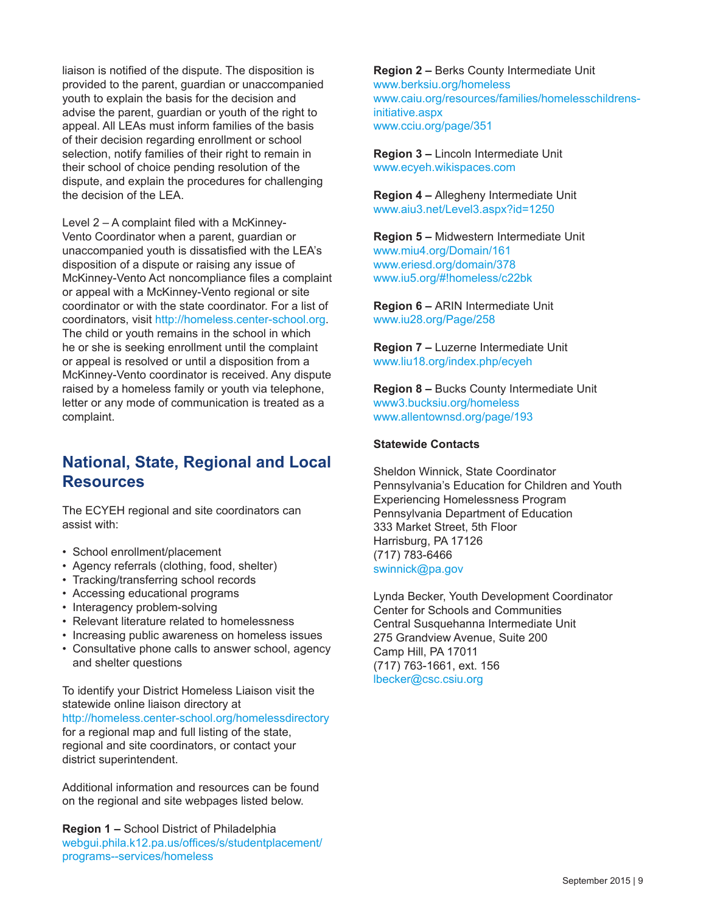liaison is notified of the dispute. The disposition is provided to the parent, guardian or unaccompanied youth to explain the basis for the decision and advise the parent, guardian or youth of the right to appeal. All LEAs must inform families of the basis of their decision regarding enrollment or school selection, notify families of their right to remain in their school of choice pending resolution of the dispute, and explain the procedures for challenging the decision of the LEA.

Level 2 – A complaint filed with a McKinney-Vento Coordinator when a parent, guardian or unaccompanied youth is dissatisfied with the LEA's disposition of a dispute or raising any issue of McKinney-Vento Act noncompliance files a complaint or appeal with a McKinney-Vento regional or site coordinator or with the state coordinator. For a list of coordinators, visit http://homeless.center-school.org. The child or youth remains in the school in which he or she is seeking enrollment until the complaint or appeal is resolved or until a disposition from a McKinney-Vento coordinator is received. Any dispute raised by a homeless family or youth via telephone, letter or any mode of communication is treated as a complaint.

## National, State, Regional and Local Resources

The ECYEH regional and site coordinators can assist with:

- School enrollment/placement
- Agency referrals (clothing, food, shelter)
- Tracking/transferring school records
- Accessing educational programs
- Interagency problem-solving
- Relevant literature related to homelessness
- Increasing public awareness on homeless issues
- Consultative phone calls to answer school, agency and shelter questions

To identify your District Homeless Liaison visit the statewide online liaison directory at http://homeless.center-school.org/homelessdirectory for a regional map and full listing of the state, regional and site coordinators, or contact your district superintendent.

Additional information and resources can be found on the regional and site webpages listed below.

**Region 1 –** School District of Philadelphia
webgui.phila.k12.pa.us/offices/s/studentplacement/programs--services/homeless

**Region 2 –** Berks County Intermediate Unit
www.berksiu.org/homeless
www.caiu.org/resources/families/homelesschildrens-initiative.aspx
www.cciu.org/page/351

**Region 3 –** Lincoln Intermediate Unit
www.ecyeh.wikispaces.com

**Region 4 –** Allegheny Intermediate Unit
www.aiu3.net/Level3.aspx?id=1250

**Region 5 –** Midwestern Intermediate Unit
www.miu4.org/Domain/161
www.eriesd.org/domain/378
www.iu5.org/#!homeless/c22bk

**Region 6 –** ARIN Intermediate Unit
www.iu28.org/Page/258

**Region 7 –** Luzerne Intermediate Unit
www.liu18.org/index.php/ecyeh

**Region 8 –** Bucks County Intermediate Unit
www3.bucksiu.org/homeless
www.allentownsd.org/page/193

**Statewide Contacts**

Sheldon Winnick, State Coordinator
Pennsylvania's Education for Children and Youth Experiencing Homelessness Program
Pennsylvania Department of Education
333 Market Street, 5th Floor
Harrisburg, PA 17126
(717) 783-6466
swinnick@pa.gov

Lynda Becker, Youth Development Coordinator
Center for Schools and Communities
Central Susquehanna Intermediate Unit
275 Grandview Avenue, Suite 200
Camp Hill, PA 17011
(717) 763-1661, ext. 156
lbecker@csc.csiu.org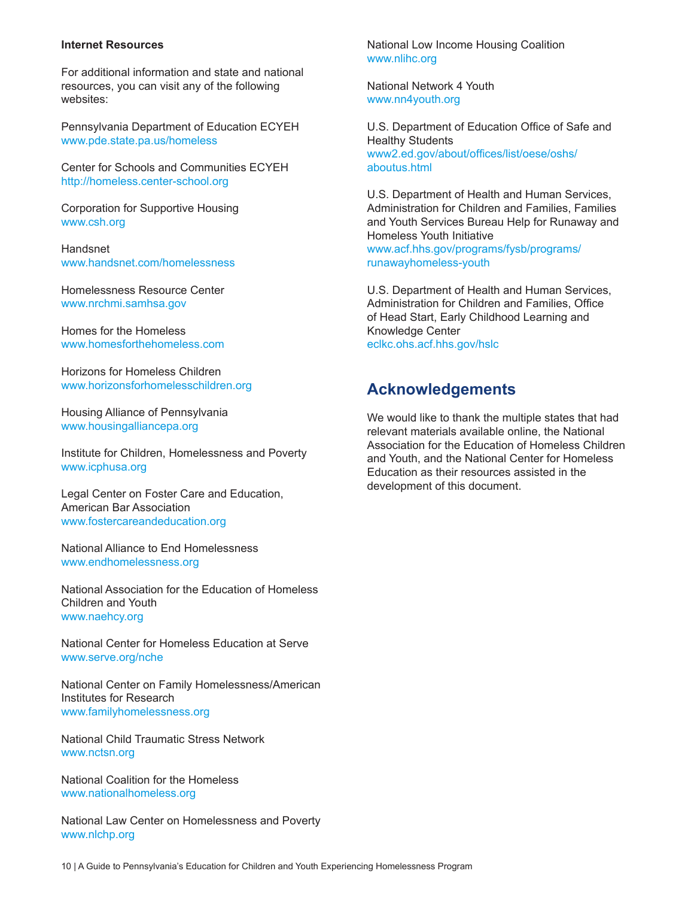**Internet Resources**

For additional information and state and national resources, you can visit any of the following websites:

Pennsylvania Department of Education ECYEH
www.pde.state.pa.us/homeless

Center for Schools and Communities ECYEH
http://homeless.center-school.org

Corporation for Supportive Housing
www.csh.org

Handsnet
www.handsnet.com/homelessness

Homelessness Resource Center
www.nrchmi.samhsa.gov

Homes for the Homeless
www.homesforthehomeless.com

Horizons for Homeless Children
www.horizonsforhomelesschildren.org

Housing Alliance of Pennsylvania
www.housingalliancepa.org

Institute for Children, Homelessness and Poverty
www.icphusa.org

Legal Center on Foster Care and Education, American Bar Association
www.fostercareandeducation.org

National Alliance to End Homelessness
www.endhomelessness.org

National Association for the Education of Homeless Children and Youth
www.naehcy.org

National Center for Homeless Education at Serve
www.serve.org/nche

National Center on Family Homelessness/American Institutes for Research
www.familyhomelessness.org

National Child Traumatic Stress Network
www.nctsn.org

National Coalition for the Homeless
www.nationalhomeless.org

National Law Center on Homelessness and Poverty
www.nlchp.org

National Low Income Housing Coalition
www.nlihc.org

National Network 4 Youth
www.nn4youth.org

U.S. Department of Education Office of Safe and Healthy Students
www2.ed.gov/about/offices/list/oese/oshs/aboutus.html

U.S. Department of Health and Human Services, Administration for Children and Families, Families and Youth Services Bureau Help for Runaway and Homeless Youth Initiative
www.acf.hhs.gov/programs/fysb/programs/runawayhomeless-youth

U.S. Department of Health and Human Services, Administration for Children and Families, Office of Head Start, Early Childhood Learning and Knowledge Center
eclkc.ohs.acf.hhs.gov/hslc

## Acknowledgements

We would like to thank the multiple states that had relevant materials available online, the National Association for the Education of Homeless Children and Youth, and the National Center for Homeless Education as their resources assisted in the development of this document.